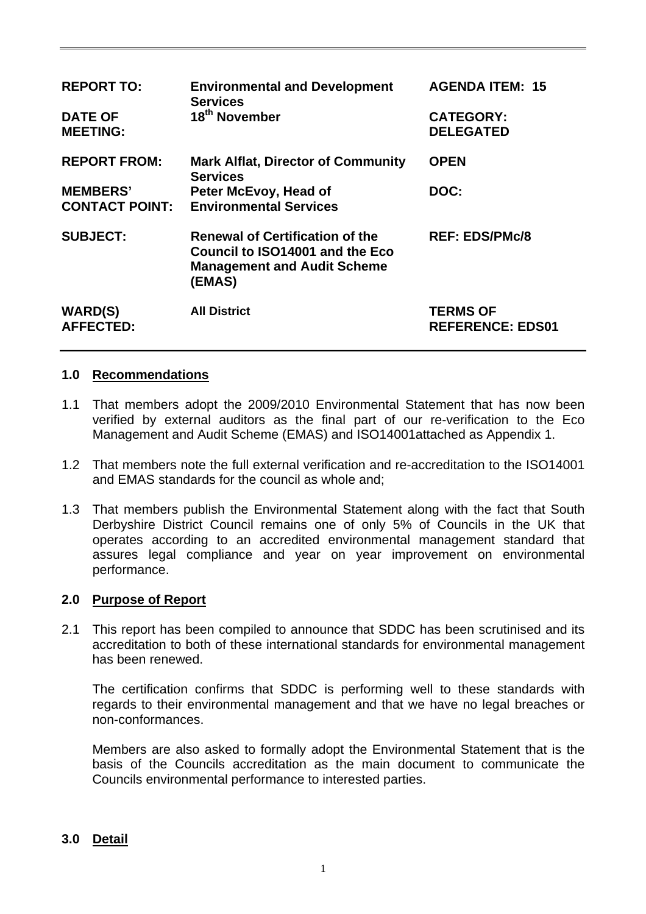| | | |
|---|---|---|
| **REPORT TO:** | **Environmental and Development Services** | **AGENDA ITEM: 15** |
| **DATE OF MEETING:** | **18th November** | **CATEGORY: DELEGATED** |
| **REPORT FROM:** | **Mark Alflat, Director of Community Services** | **OPEN** |
| **MEMBERS' CONTACT POINT:** | **Peter McEvoy, Head of Environmental Services** | **DOC:** |
| **SUBJECT:** | **Renewal of Certification of the Council to ISO14001 and the Eco Management and Audit Scheme (EMAS)** | **REF: EDS/PMc/8** |
| **WARD(S) AFFECTED:** | **All District** | **TERMS OF REFERENCE: EDS01** |

## 1.0 Recommendations

1.1 That members adopt the 2009/2010 Environmental Statement that has now been verified by external auditors as the final part of our re-verification to the Eco Management and Audit Scheme (EMAS) and ISO14001attached as Appendix 1.

1.2 That members note the full external verification and re-accreditation to the ISO14001 and EMAS standards for the council as whole and;

1.3 That members publish the Environmental Statement along with the fact that South Derbyshire District Council remains one of only 5% of Councils in the UK that operates according to an accredited environmental management standard that assures legal compliance and year on year improvement on environmental performance.

## 2.0 Purpose of Report

2.1 This report has been compiled to announce that SDDC has been scrutinised and its accreditation to both of these international standards for environmental management has been renewed.

The certification confirms that SDDC is performing well to these standards with regards to their environmental management and that we have no legal breaches or non-conformances.

Members are also asked to formally adopt the Environmental Statement that is the basis of the Councils accreditation as the main document to communicate the Councils environmental performance to interested parties.

## 3.0 Detail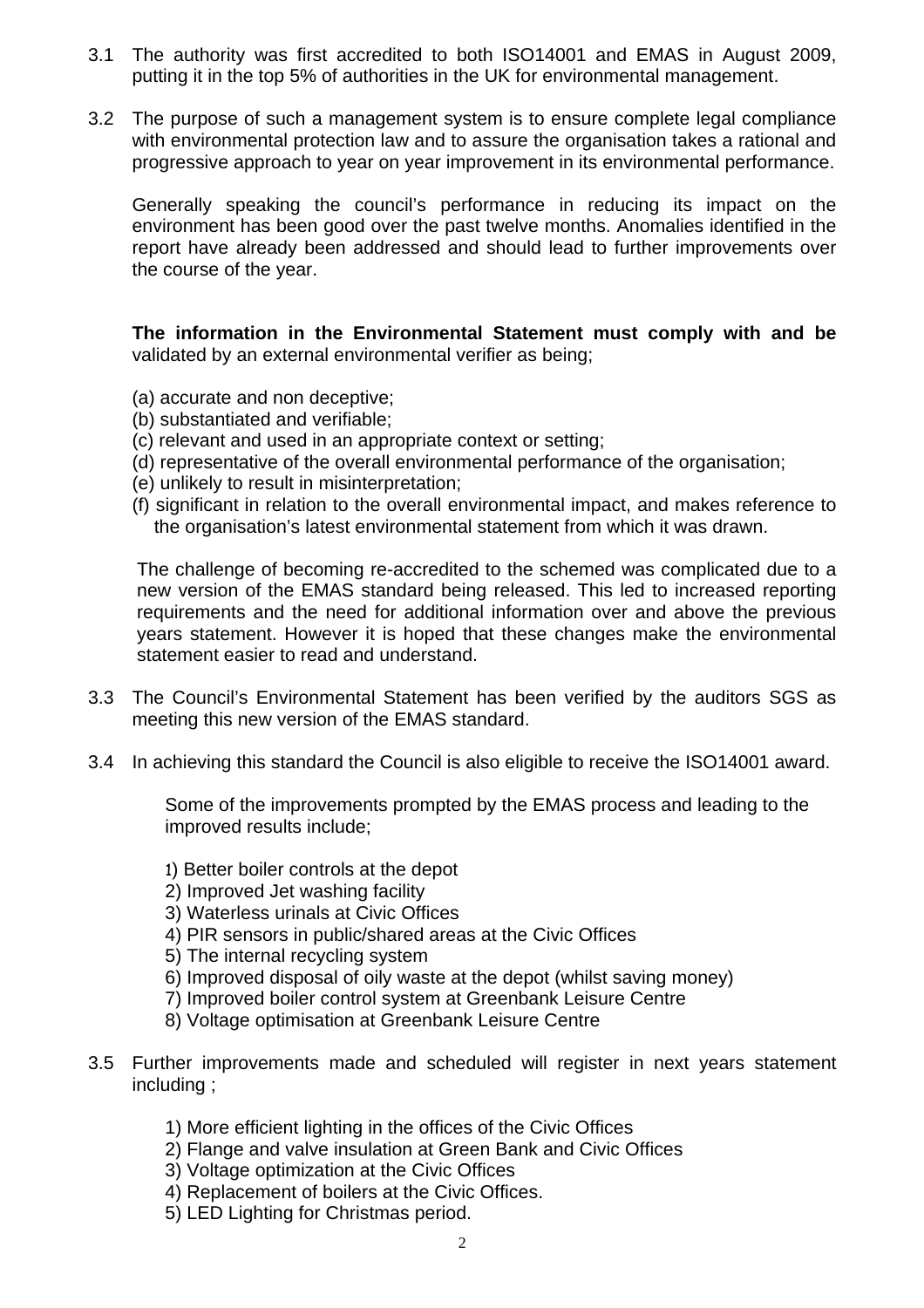3.1 The authority was first accredited to both ISO14001 and EMAS in August 2009, putting it in the top 5% of authorities in the UK for environmental management.

3.2 The purpose of such a management system is to ensure complete legal compliance with environmental protection law and to assure the organisation takes a rational and progressive approach to year on year improvement in its environmental performance.

Generally speaking the council's performance in reducing its impact on the environment has been good over the past twelve months. Anomalies identified in the report have already been addressed and should lead to further improvements over the course of the year.

**The information in the Environmental Statement must comply with and be** validated by an external environmental verifier as being;

(a) accurate and non deceptive;
(b) substantiated and verifiable;
(c) relevant and used in an appropriate context or setting;
(d) representative of the overall environmental performance of the organisation;
(e) unlikely to result in misinterpretation;
(f) significant in relation to the overall environmental impact, and makes reference to the organisation's latest environmental statement from which it was drawn.

The challenge of becoming re-accredited to the schemed was complicated due to a new version of the EMAS standard being released. This led to increased reporting requirements and the need for additional information over and above the previous years statement. However it is hoped that these changes make the environmental statement easier to read and understand.

3.3 The Council's Environmental Statement has been verified by the auditors SGS as meeting this new version of the EMAS standard.

3.4 In achieving this standard the Council is also eligible to receive the ISO14001 award.

Some of the improvements prompted by the EMAS process and leading to the improved results include;

1) Better boiler controls at the depot
2) Improved Jet washing facility
3) Waterless urinals at Civic Offices
4) PIR sensors in public/shared areas at the Civic Offices
5) The internal recycling system
6) Improved disposal of oily waste at the depot (whilst saving money)
7) Improved boiler control system at Greenbank Leisure Centre
8) Voltage optimisation at Greenbank Leisure Centre

3.5 Further improvements made and scheduled will register in next years statement including ;

1) More efficient lighting in the offices of the Civic Offices
2) Flange and valve insulation at Green Bank and Civic Offices
3) Voltage optimization at the Civic Offices
4) Replacement of boilers at the Civic Offices.
5) LED Lighting for Christmas period.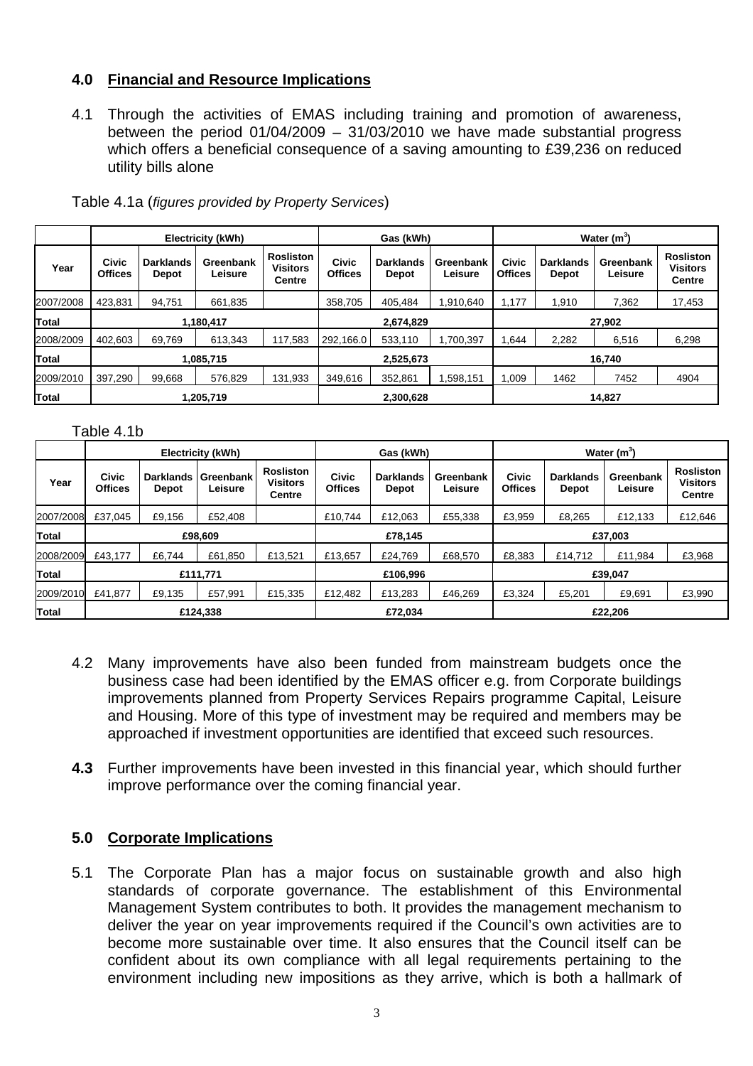## 4.0 Financial and Resource Implications

4.1 Through the activities of EMAS including training and promotion of awareness, between the period 01/04/2009 – 31/03/2010 we have made substantial progress which offers a beneficial consequence of a saving amounting to £39,236 on reduced utility bills alone

Table 4.1a (*figures provided by Property Services*)

| | Electricity (kWh) | | | | Gas (kWh) | | | Water ($m^3$) | | | |
|---|---|---|---|---|---|---|---|---|---|---|---|
| Year | Civic Offices | Darklands Depot | Greenbank Leisure | Rosliston Visitors Centre | Civic Offices | Darklands Depot | Greenbank Leisure | Civic Offices | Darklands Depot | Greenbank Leisure | Rosliston Visitors Centre |
| 2007/2008 | 423,831 | 94,751 | 661,835 | | 358,705 | 405,484 | 1,910,640 | 1,177 | 1,910 | 7,362 | 17,453 |
| **Total** | 1,180,417 | | | | 2,674,829 | | | 27,902 | | | |
| 2008/2009 | 402,603 | 69,769 | 613,343 | 117,583 | 292,166.0 | 533,110 | 1,700,397 | 1,644 | 2,282 | 6,516 | 6,298 |
| **Total** | 1,085,715 | | | | 2,525,673 | | | 16,740 | | | |
| 2009/2010 | 397,290 | 99,668 | 576,829 | 131,933 | 349,616 | 352,861 | 1,598,151 | 1,009 | 1462 | 7452 | 4904 |
| **Total** | 1,205,719 | | | | 2,300,628 | | | 14,827 | | | |

Table 4.1b

| | Electricity (kWh) | | | | Gas (kWh) | | | Water ($m^3$) | | | |
|---|---|---|---|---|---|---|---|---|---|---|---|
| Year | Civic Offices | Darklands Depot | Greenbank Leisure | Rosliston Visitors Centre | Civic Offices | Darklands Depot | Greenbank Leisure | Civic Offices | Darklands Depot | Greenbank Leisure | Rosliston Visitors Centre |
| 2007/2008 | £37,045 | £9,156 | £52,408 | | £10,744 | £12,063 | £55,338 | £3,959 | £8,265 | £12,133 | £12,646 |
| **Total** | £98,609 | | | | £78,145 | | | £37,003 | | | |
| 2008/2009 | £43,177 | £6,744 | £61,850 | £13,521 | £13,657 | £24,769 | £68,570 | £8,383 | £14,712 | £11,984 | £3,968 |
| **Total** | £111,771 | | | | £106,996 | | | £39,047 | | | |
| 2009/2010 | £41,877 | £9,135 | £57,991 | £15,335 | £12,482 | £13,283 | £46,269 | £3,324 | £5,201 | £9,691 | £3,990 |
| **Total** | £124,338 | | | | £72,034 | | | £22,206 | | | |

4.2 Many improvements have also been funded from mainstream budgets once the business case had been identified by the EMAS officer e.g. from Corporate buildings improvements planned from Property Services Repairs programme Capital, Leisure and Housing. More of this type of investment may be required and members may be approached if investment opportunities are identified that exceed such resources.

**4.3** Further improvements have been invested in this financial year, which should further improve performance over the coming financial year.

## 5.0 Corporate Implications

5.1 The Corporate Plan has a major focus on sustainable growth and also high standards of corporate governance. The establishment of this Environmental Management System contributes to both. It provides the management mechanism to deliver the year on year improvements required if the Council's own activities are to become more sustainable over time. It also ensures that the Council itself can be confident about its own compliance with all legal requirements pertaining to the environment including new impositions as they arrive, which is both a hallmark of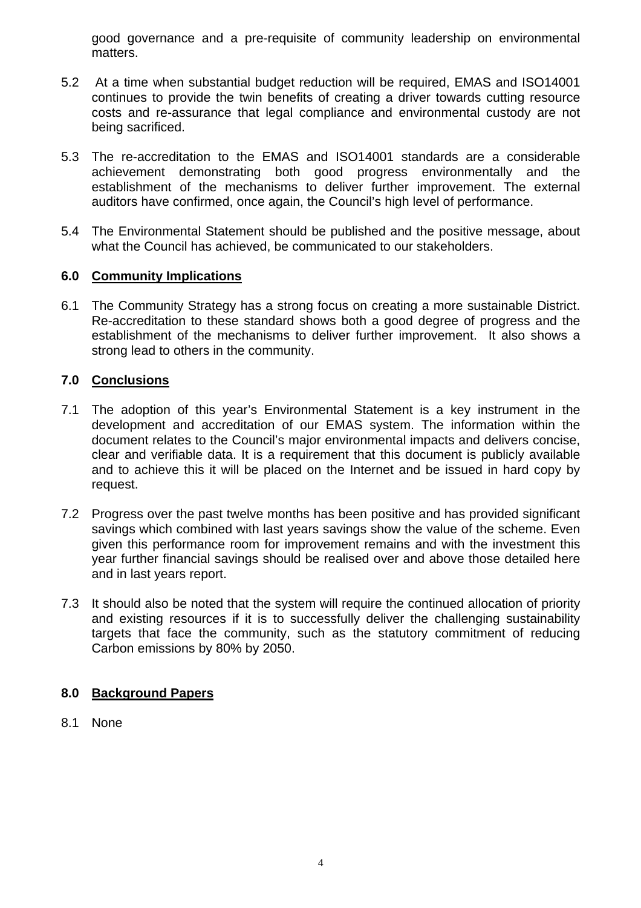good governance and a pre-requisite of community leadership on environmental matters.

5.2 At a time when substantial budget reduction will be required, EMAS and ISO14001 continues to provide the twin benefits of creating a driver towards cutting resource costs and re-assurance that legal compliance and environmental custody are not being sacrificed.

5.3 The re-accreditation to the EMAS and ISO14001 standards are a considerable achievement demonstrating both good progress environmentally and the establishment of the mechanisms to deliver further improvement. The external auditors have confirmed, once again, the Council's high level of performance.

5.4 The Environmental Statement should be published and the positive message, about what the Council has achieved, be communicated to our stakeholders.

## 6.0 Community Implications

6.1 The Community Strategy has a strong focus on creating a more sustainable District. Re-accreditation to these standard shows both a good degree of progress and the establishment of the mechanisms to deliver further improvement. It also shows a strong lead to others in the community.

## 7.0 Conclusions

7.1 The adoption of this year's Environmental Statement is a key instrument in the development and accreditation of our EMAS system. The information within the document relates to the Council's major environmental impacts and delivers concise, clear and verifiable data. It is a requirement that this document is publicly available and to achieve this it will be placed on the Internet and be issued in hard copy by request.

7.2 Progress over the past twelve months has been positive and has provided significant savings which combined with last years savings show the value of the scheme. Even given this performance room for improvement remains and with the investment this year further financial savings should be realised over and above those detailed here and in last years report.

7.3 It should also be noted that the system will require the continued allocation of priority and existing resources if it is to successfully deliver the challenging sustainability targets that face the community, such as the statutory commitment of reducing Carbon emissions by 80% by 2050.

## 8.0 Background Papers

8.1 None